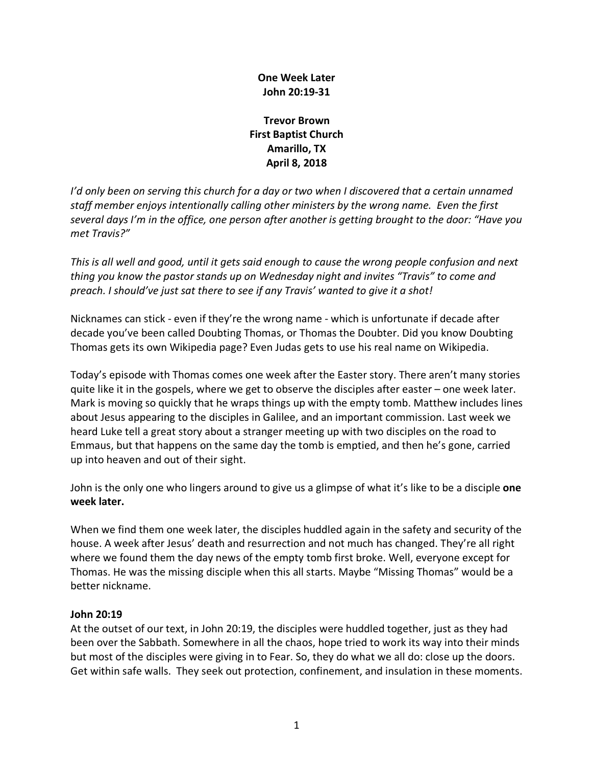**One Week Later**
**John 20:19-31**

**Trevor Brown**
**First Baptist Church**
**Amarillo, TX**
**April 8, 2018**

*I'd only been on serving this church for a day or two when I discovered that a certain unnamed staff member enjoys intentionally calling other ministers by the wrong name. Even the first several days I'm in the office, one person after another is getting brought to the door: "Have you met Travis?"*

*This is all well and good, until it gets said enough to cause the wrong people confusion and next thing you know the pastor stands up on Wednesday night and invites "Travis" to come and preach. I should've just sat there to see if any Travis' wanted to give it a shot!*

Nicknames can stick - even if they're the wrong name - which is unfortunate if decade after decade you've been called Doubting Thomas, or Thomas the Doubter. Did you know Doubting Thomas gets its own Wikipedia page? Even Judas gets to use his real name on Wikipedia.

Today's episode with Thomas comes one week after the Easter story. There aren't many stories quite like it in the gospels, where we get to observe the disciples after easter – one week later. Mark is moving so quickly that he wraps things up with the empty tomb. Matthew includes lines about Jesus appearing to the disciples in Galilee, and an important commission. Last week we heard Luke tell a great story about a stranger meeting up with two disciples on the road to Emmaus, but that happens on the same day the tomb is emptied, and then he's gone, carried up into heaven and out of their sight.

John is the only one who lingers around to give us a glimpse of what it's like to be a disciple **one week later.**

When we find them one week later, the disciples huddled again in the safety and security of the house. A week after Jesus' death and resurrection and not much has changed. They're all right where we found them the day news of the empty tomb first broke. Well, everyone except for Thomas. He was the missing disciple when this all starts. Maybe "Missing Thomas" would be a better nickname.

**John 20:19**
At the outset of our text, in John 20:19, the disciples were huddled together, just as they had been over the Sabbath. Somewhere in all the chaos, hope tried to work its way into their minds but most of the disciples were giving in to Fear. So, they do what we all do: close up the doors. Get within safe walls. They seek out protection, confinement, and insulation in these moments.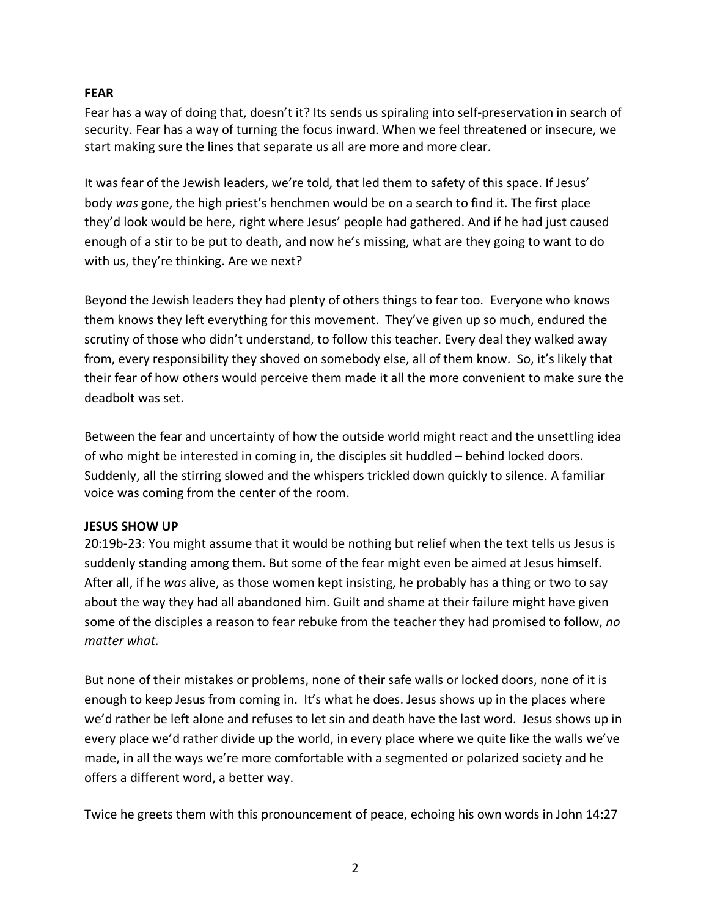**FEAR**

Fear has a way of doing that, doesn't it? Its sends us spiraling into self-preservation in search of security. Fear has a way of turning the focus inward. When we feel threatened or insecure, we start making sure the lines that separate us all are more and more clear.

It was fear of the Jewish leaders, we're told, that led them to safety of this space. If Jesus' body *was* gone, the high priest's henchmen would be on a search to find it. The first place they'd look would be here, right where Jesus' people had gathered. And if he had just caused enough of a stir to be put to death, and now he's missing, what are they going to want to do with us, they're thinking. Are we next?

Beyond the Jewish leaders they had plenty of others things to fear too. Everyone who knows them knows they left everything for this movement. They've given up so much, endured the scrutiny of those who didn't understand, to follow this teacher. Every deal they walked away from, every responsibility they shoved on somebody else, all of them know. So, it's likely that their fear of how others would perceive them made it all the more convenient to make sure the deadbolt was set.

Between the fear and uncertainty of how the outside world might react and the unsettling idea of who might be interested in coming in, the disciples sit huddled – behind locked doors. Suddenly, all the stirring slowed and the whispers trickled down quickly to silence. A familiar voice was coming from the center of the room.

**JESUS SHOW UP**

20:19b-23: You might assume that it would be nothing but relief when the text tells us Jesus is suddenly standing among them. But some of the fear might even be aimed at Jesus himself. After all, if he *was* alive, as those women kept insisting, he probably has a thing or two to say about the way they had all abandoned him. Guilt and shame at their failure might have given some of the disciples a reason to fear rebuke from the teacher they had promised to follow, *no matter what.*

But none of their mistakes or problems, none of their safe walls or locked doors, none of it is enough to keep Jesus from coming in. It's what he does. Jesus shows up in the places where we'd rather be left alone and refuses to let sin and death have the last word. Jesus shows up in every place we'd rather divide up the world, in every place where we quite like the walls we've made, in all the ways we're more comfortable with a segmented or polarized society and he offers a different word, a better way.

Twice he greets them with this pronouncement of peace, echoing his own words in John 14:27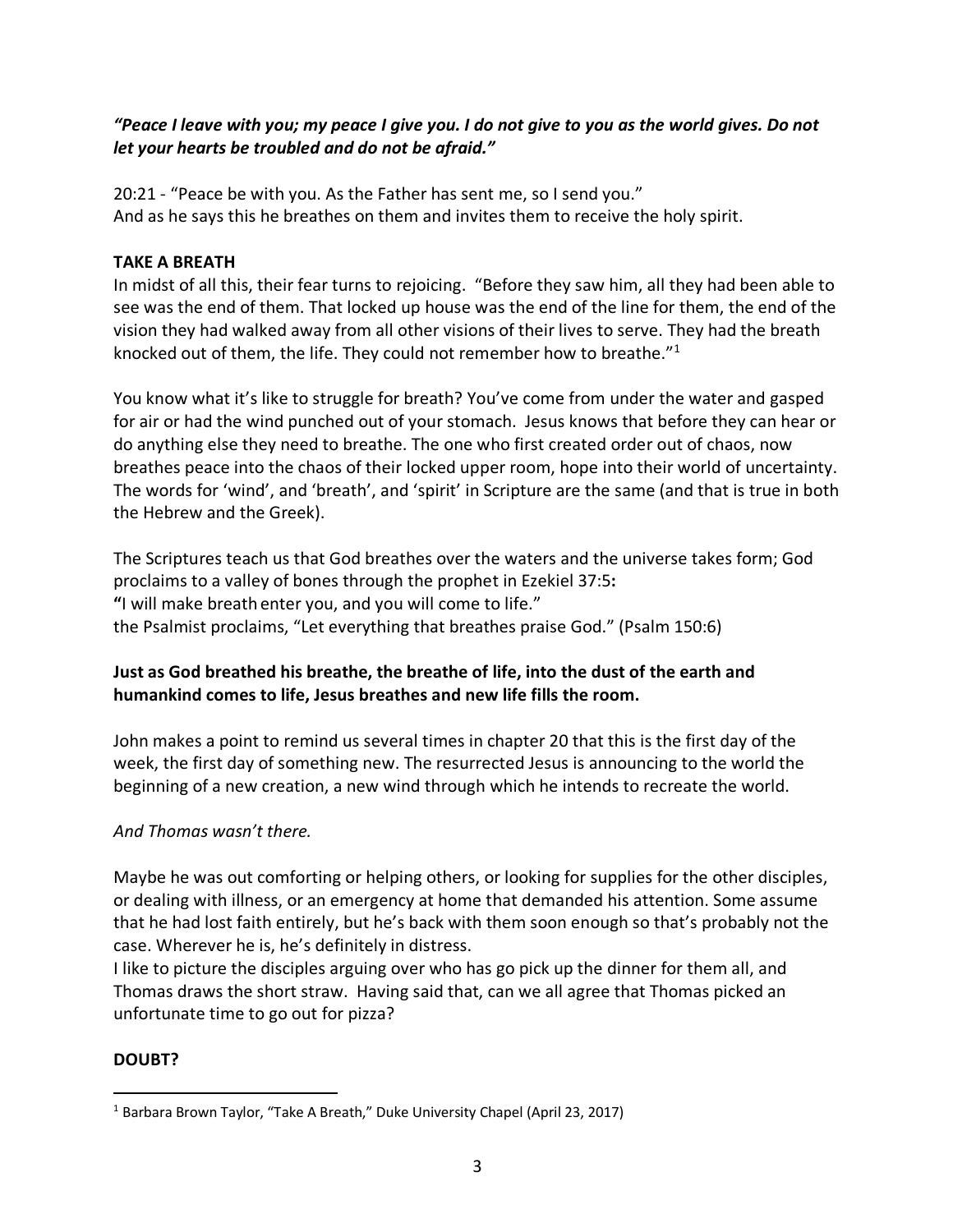***"Peace I leave with you; my peace I give you. I do not give to you as the world gives. Do not let your hearts be troubled and do not be afraid."***

20:21 - "Peace be with you. As the Father has sent me, so I send you."
And as he says this he breathes on them and invites them to receive the holy spirit.

**TAKE A BREATH**

In midst of all this, their fear turns to rejoicing. "Before they saw him, all they had been able to see was the end of them. That locked up house was the end of the line for them, the end of the vision they had walked away from all other visions of their lives to serve. They had the breath knocked out of them, the life. They could not remember how to breathe."[1]

You know what it's like to struggle for breath? You've come from under the water and gasped for air or had the wind punched out of your stomach. Jesus knows that before they can hear or do anything else they need to breathe. The one who first created order out of chaos, now breathes peace into the chaos of their locked upper room, hope into their world of uncertainty. The words for 'wind', and 'breath', and 'spirit' in Scripture are the same (and that is true in both the Hebrew and the Greek).

The Scriptures teach us that God breathes over the waters and the universe takes form; God proclaims to a valley of bones through the prophet in Ezekiel 37:5**:**
**"**I will make breath enter you, and you will come to life."
the Psalmist proclaims, "Let everything that breathes praise God." (Psalm 150:6)

**Just as God breathed his breathe, the breathe of life, into the dust of the earth and humankind comes to life, Jesus breathes and new life fills the room.**

John makes a point to remind us several times in chapter 20 that this is the first day of the week, the first day of something new. The resurrected Jesus is announcing to the world the beginning of a new creation, a new wind through which he intends to recreate the world.

*And Thomas wasn't there.*

Maybe he was out comforting or helping others, or looking for supplies for the other disciples, or dealing with illness, or an emergency at home that demanded his attention. Some assume that he had lost faith entirely, but he's back with them soon enough so that's probably not the case. Wherever he is, he's definitely in distress.
I like to picture the disciples arguing over who has go pick up the dinner for them all, and Thomas draws the short straw. Having said that, can we all agree that Thomas picked an unfortunate time to go out for pizza?

**DOUBT?**

[1] Barbara Brown Taylor, "Take A Breath," Duke University Chapel (April 23, 2017)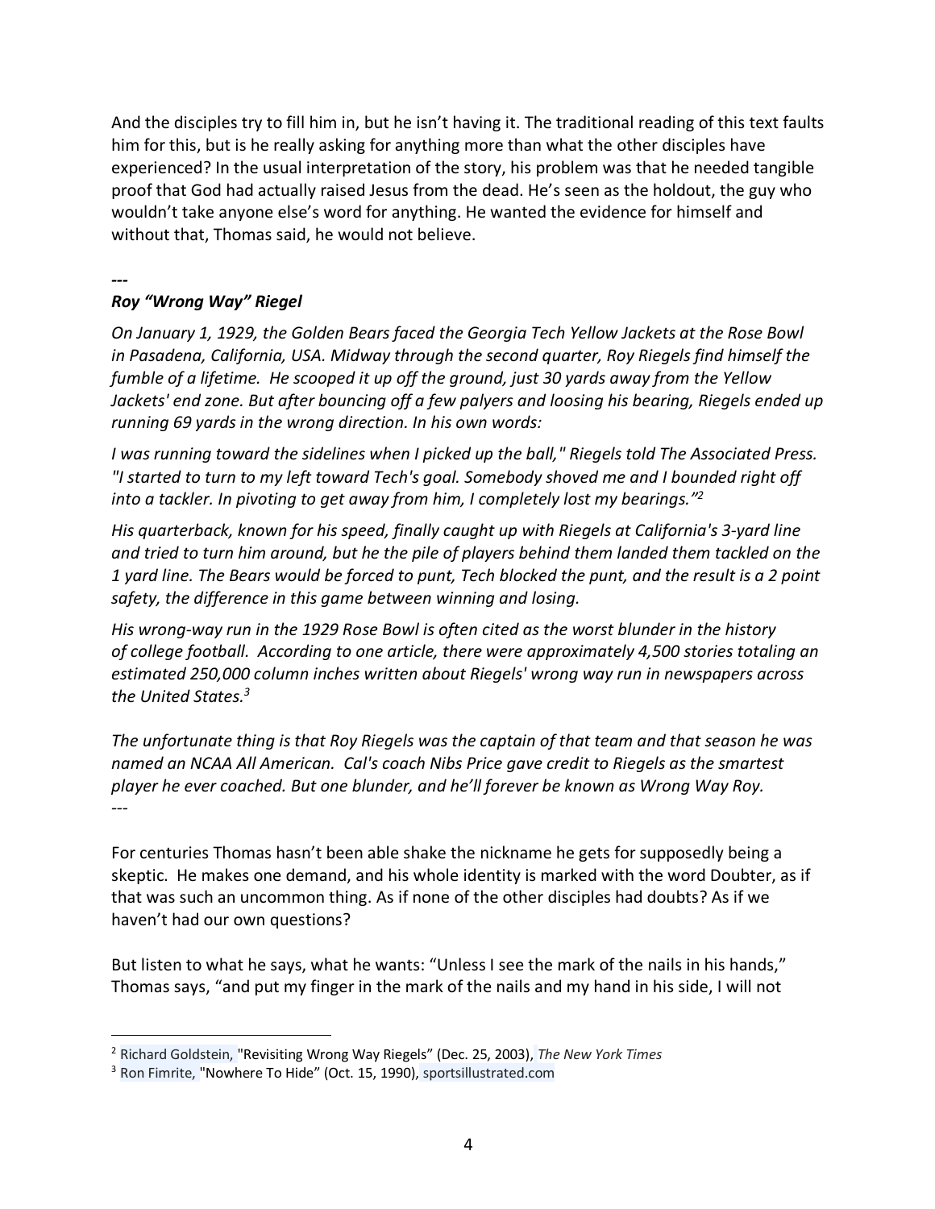And the disciples try to fill him in, but he isn't having it. The traditional reading of this text faults him for this, but is he really asking for anything more than what the other disciples have experienced? In the usual interpretation of the story, his problem was that he needed tangible proof that God had actually raised Jesus from the dead. He's seen as the holdout, the guy who wouldn't take anyone else's word for anything. He wanted the evidence for himself and without that, Thomas said, he would not believe.

---

***Roy "Wrong Way" Riegel***

*On January 1, 1929, the Golden Bears faced the Georgia Tech Yellow Jackets at the Rose Bowl in Pasadena, California, USA. Midway through the second quarter, Roy Riegels find himself the fumble of a lifetime. He scooped it up off the ground, just 30 yards away from the Yellow Jackets' end zone. But after bouncing off a few palyers and loosing his bearing, Riegels ended up running 69 yards in the wrong direction. In his own words:*

*I was running toward the sidelines when I picked up the ball," Riegels told The Associated Press. "I started to turn to my left toward Tech's goal. Somebody shoved me and I bounded right off into a tackler. In pivoting to get away from him, I completely lost my bearings."*[2]

*His quarterback, known for his speed, finally caught up with Riegels at California's 3-yard line and tried to turn him around, but he the pile of players behind them landed them tackled on the 1 yard line. The Bears would be forced to punt, Tech blocked the punt, and the result is a 2 point safety, the difference in this game between winning and losing.*

*His wrong-way run in the 1929 Rose Bowl is often cited as the worst blunder in the history of college football. According to one article, there were approximately 4,500 stories totaling an estimated 250,000 column inches written about Riegels' wrong way run in newspapers across the United States.*[3]

*The unfortunate thing is that Roy Riegels was the captain of that team and that season he was named an NCAA All American. Cal's coach Nibs Price gave credit to Riegels as the smartest player he ever coached. But one blunder, and he'll forever be known as Wrong Way Roy.*

---

For centuries Thomas hasn't been able shake the nickname he gets for supposedly being a skeptic. He makes one demand, and his whole identity is marked with the word Doubter, as if that was such an uncommon thing. As if none of the other disciples had doubts? As if we haven't had our own questions?

But listen to what he says, what he wants: "Unless I see the mark of the nails in his hands," Thomas says, "and put my finger in the mark of the nails and my hand in his side, I will not

[2] Richard Goldstein, "Revisiting Wrong Way Riegels" (Dec. 25, 2003), *The New York Times*

[3] Ron Fimrite, "Nowhere To Hide" (Oct. 15, 1990), sportsillustrated.com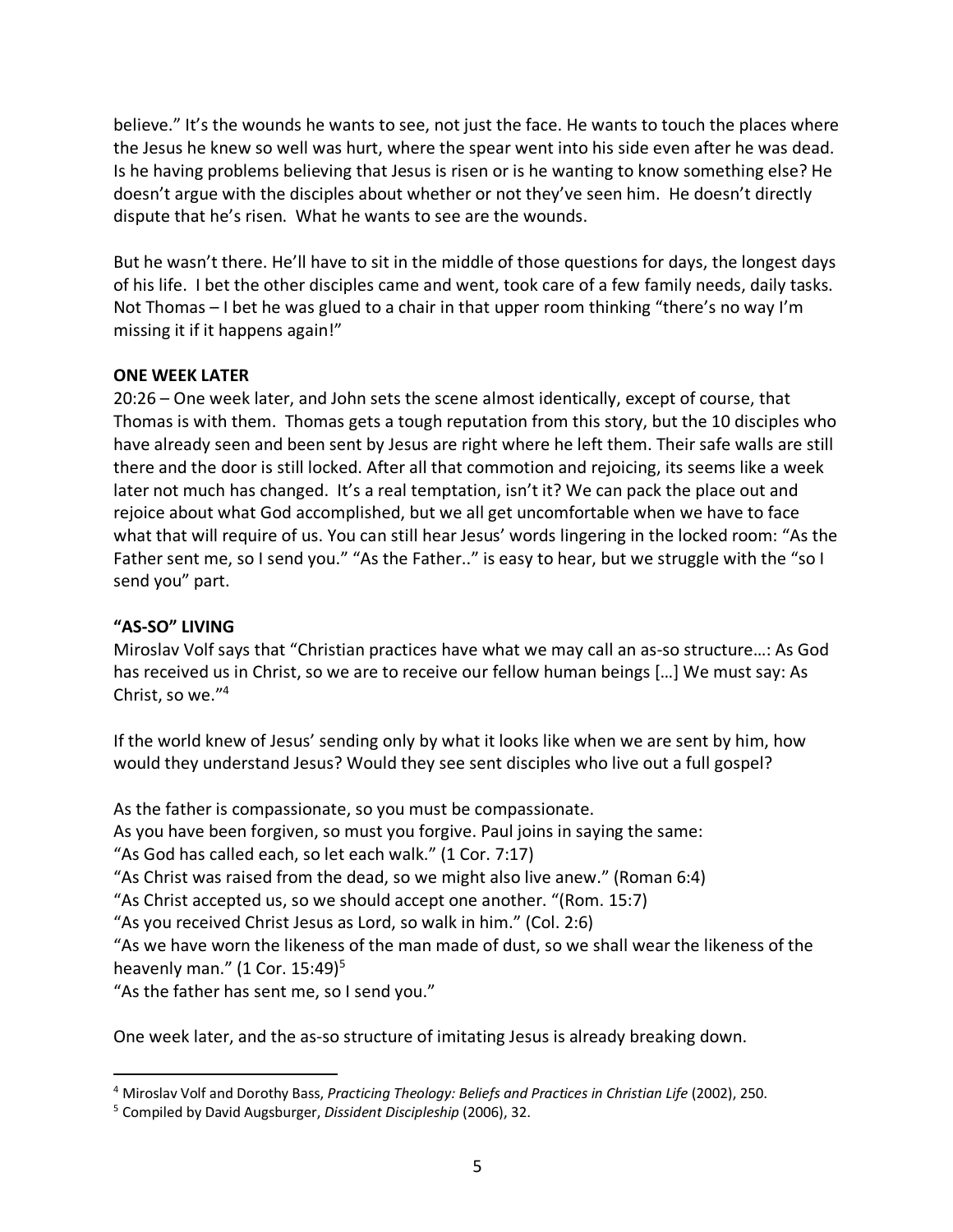believe." It's the wounds he wants to see, not just the face. He wants to touch the places where the Jesus he knew so well was hurt, where the spear went into his side even after he was dead. Is he having problems believing that Jesus is risen or is he wanting to know something else? He doesn't argue with the disciples about whether or not they've seen him. He doesn't directly dispute that he's risen. What he wants to see are the wounds.

But he wasn't there. He'll have to sit in the middle of those questions for days, the longest days of his life. I bet the other disciples came and went, took care of a few family needs, daily tasks. Not Thomas – I bet he was glued to a chair in that upper room thinking "there's no way I'm missing it if it happens again!"

**ONE WEEK LATER**

20:26 – One week later, and John sets the scene almost identically, except of course, that Thomas is with them. Thomas gets a tough reputation from this story, but the 10 disciples who have already seen and been sent by Jesus are right where he left them. Their safe walls are still there and the door is still locked. After all that commotion and rejoicing, its seems like a week later not much has changed. It's a real temptation, isn't it? We can pack the place out and rejoice about what God accomplished, but we all get uncomfortable when we have to face what that will require of us. You can still hear Jesus' words lingering in the locked room: "As the Father sent me, so I send you." "As the Father.." is easy to hear, but we struggle with the "so I send you" part.

**"AS-SO" LIVING**

Miroslav Volf says that "Christian practices have what we may call an as-so structure…: As God has received us in Christ, so we are to receive our fellow human beings […] We must say: As Christ, so we."[4]

If the world knew of Jesus' sending only by what it looks like when we are sent by him, how would they understand Jesus? Would they see sent disciples who live out a full gospel?

As the father is compassionate, so you must be compassionate.
As you have been forgiven, so must you forgive. Paul joins in saying the same:
"As God has called each, so let each walk." (1 Cor. 7:17)
"As Christ was raised from the dead, so we might also live anew." (Roman 6:4)
"As Christ accepted us, so we should accept one another. "(Rom. 15:7)
"As you received Christ Jesus as Lord, so walk in him." (Col. 2:6)
"As we have worn the likeness of the man made of dust, so we shall wear the likeness of the heavenly man." (1 Cor. 15:49)[5]
"As the father has sent me, so I send you."

One week later, and the as-so structure of imitating Jesus is already breaking down.

---

[4] Miroslav Volf and Dorothy Bass, *Practicing Theology: Beliefs and Practices in Christian Life* (2002), 250.

[5] Compiled by David Augsburger, *Dissident Discipleship* (2006), 32.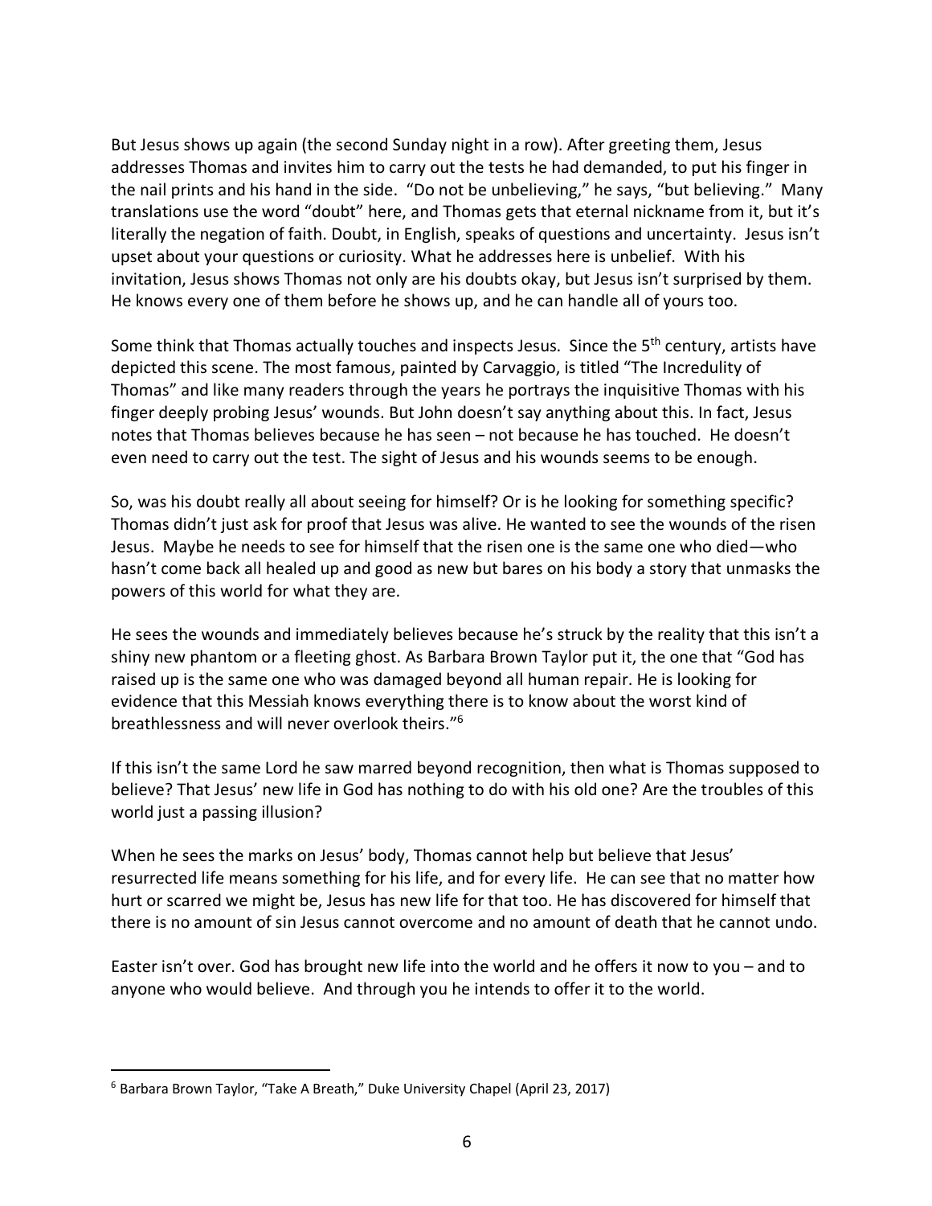But Jesus shows up again (the second Sunday night in a row). After greeting them, Jesus addresses Thomas and invites him to carry out the tests he had demanded, to put his finger in the nail prints and his hand in the side. "Do not be unbelieving," he says, "but believing." Many translations use the word "doubt" here, and Thomas gets that eternal nickname from it, but it's literally the negation of faith. Doubt, in English, speaks of questions and uncertainty. Jesus isn't upset about your questions or curiosity. What he addresses here is unbelief. With his invitation, Jesus shows Thomas not only are his doubts okay, but Jesus isn't surprised by them. He knows every one of them before he shows up, and he can handle all of yours too.

Some think that Thomas actually touches and inspects Jesus. Since the 5th century, artists have depicted this scene. The most famous, painted by Carvaggio, is titled "The Incredulity of Thomas" and like many readers through the years he portrays the inquisitive Thomas with his finger deeply probing Jesus' wounds. But John doesn't say anything about this. In fact, Jesus notes that Thomas believes because he has seen – not because he has touched. He doesn't even need to carry out the test. The sight of Jesus and his wounds seems to be enough.

So, was his doubt really all about seeing for himself? Or is he looking for something specific? Thomas didn't just ask for proof that Jesus was alive. He wanted to see the wounds of the risen Jesus. Maybe he needs to see for himself that the risen one is the same one who died—who hasn't come back all healed up and good as new but bares on his body a story that unmasks the powers of this world for what they are.

He sees the wounds and immediately believes because he's struck by the reality that this isn't a shiny new phantom or a fleeting ghost. As Barbara Brown Taylor put it, the one that "God has raised up is the same one who was damaged beyond all human repair. He is looking for evidence that this Messiah knows everything there is to know about the worst kind of breathlessness and will never overlook theirs."[6]

If this isn't the same Lord he saw marred beyond recognition, then what is Thomas supposed to believe? That Jesus' new life in God has nothing to do with his old one? Are the troubles of this world just a passing illusion?

When he sees the marks on Jesus' body, Thomas cannot help but believe that Jesus' resurrected life means something for his life, and for every life. He can see that no matter how hurt or scarred we might be, Jesus has new life for that too. He has discovered for himself that there is no amount of sin Jesus cannot overcome and no amount of death that he cannot undo.

Easter isn't over. God has brought new life into the world and he offers it now to you – and to anyone who would believe. And through you he intends to offer it to the world.

---

[6] Barbara Brown Taylor, "Take A Breath," Duke University Chapel (April 23, 2017)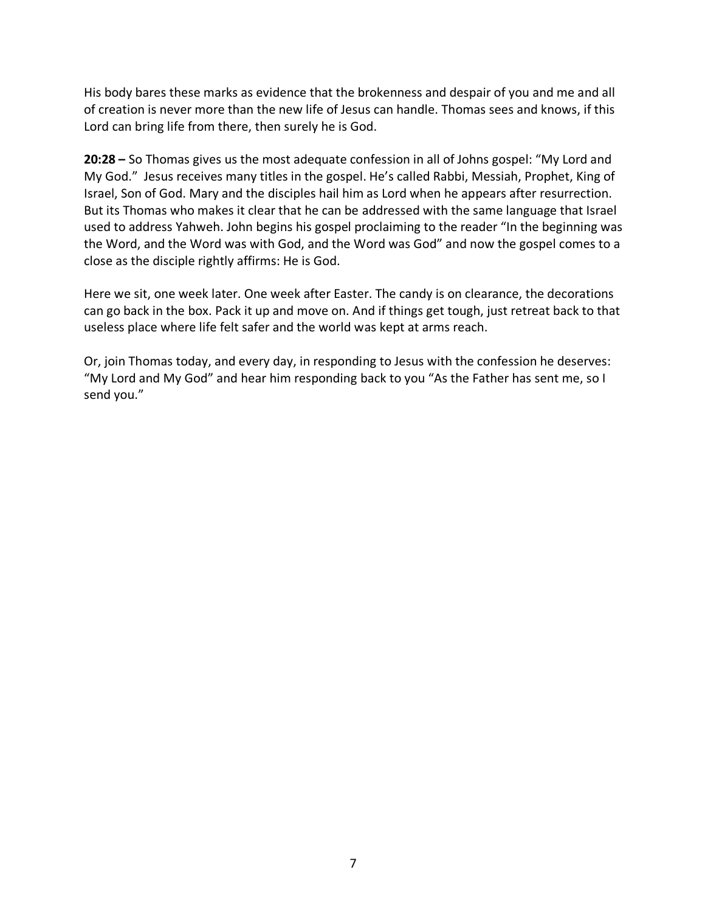His body bares these marks as evidence that the brokenness and despair of you and me and all of creation is never more than the new life of Jesus can handle. Thomas sees and knows, if this Lord can bring life from there, then surely he is God.

**20:28 –** So Thomas gives us the most adequate confession in all of Johns gospel: "My Lord and My God." Jesus receives many titles in the gospel. He's called Rabbi, Messiah, Prophet, King of Israel, Son of God. Mary and the disciples hail him as Lord when he appears after resurrection. But its Thomas who makes it clear that he can be addressed with the same language that Israel used to address Yahweh. John begins his gospel proclaiming to the reader "In the beginning was the Word, and the Word was with God, and the Word was God" and now the gospel comes to a close as the disciple rightly affirms: He is God.

Here we sit, one week later. One week after Easter. The candy is on clearance, the decorations can go back in the box. Pack it up and move on. And if things get tough, just retreat back to that useless place where life felt safer and the world was kept at arms reach.

Or, join Thomas today, and every day, in responding to Jesus with the confession he deserves: "My Lord and My God" and hear him responding back to you "As the Father has sent me, so I send you."